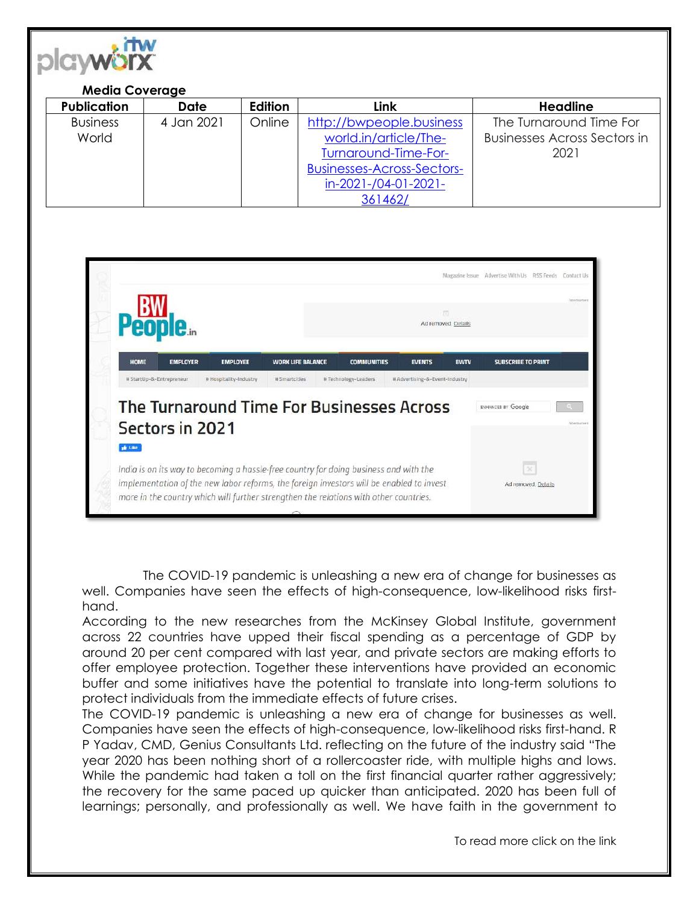**Media Coverage**

| Publication | Date | Edition | Link | Headline |
|---|---|---|---|---|
| Business World | 4 Jan 2021 | Online | http://bwpeople.businessworld.in/article/The-Turnaround-Time-For-Businesses-Across-Sectors-in-2021-/04-01-2021-361462/ | The Turnaround Time For Businesses Across Sectors in 2021 |

Magazine Issue Advertise With Us RSS Feeds Contact Us

BW People.in

HOME EMPLOYER EMPLOYEE WORK LIFE BALANCE COMMUNITIES EVENTS BWTV SUBSCRIBE TO PRINT

# StartUp-&-Entrepreneur # Hospitality-Industry # Smartcities # Technology-Leaders # Advertising-&-Event-Industry

## The Turnaround Time For Businesses Across Sectors in 2021

*India is on its way to becoming a hassle-free country for doing business and with the implementation of the new labor reforms, the foreign investors will be enabled to invest more in the country which will further strengthen the relations with other countries.*

The COVID-19 pandemic is unleashing a new era of change for businesses as well. Companies have seen the effects of high-consequence, low-likelihood risks first-hand.

According to the new researches from the McKinsey Global Institute, government across 22 countries have upped their fiscal spending as a percentage of GDP by around 20 per cent compared with last year, and private sectors are making efforts to offer employee protection. Together these interventions have provided an economic buffer and some initiatives have the potential to translate into long-term solutions to protect individuals from the immediate effects of future crises.

The COVID-19 pandemic is unleashing a new era of change for businesses as well. Companies have seen the effects of high-consequence, low-likelihood risks first-hand. R P Yadav, CMD, Genius Consultants Ltd. reflecting on the future of the industry said "The year 2020 has been nothing short of a rollercoaster ride, with multiple highs and lows. While the pandemic had taken a toll on the first financial quarter rather aggressively; the recovery for the same paced up quicker than anticipated. 2020 has been full of learnings; personally, and professionally as well. We have faith in the government to

To read more click on the link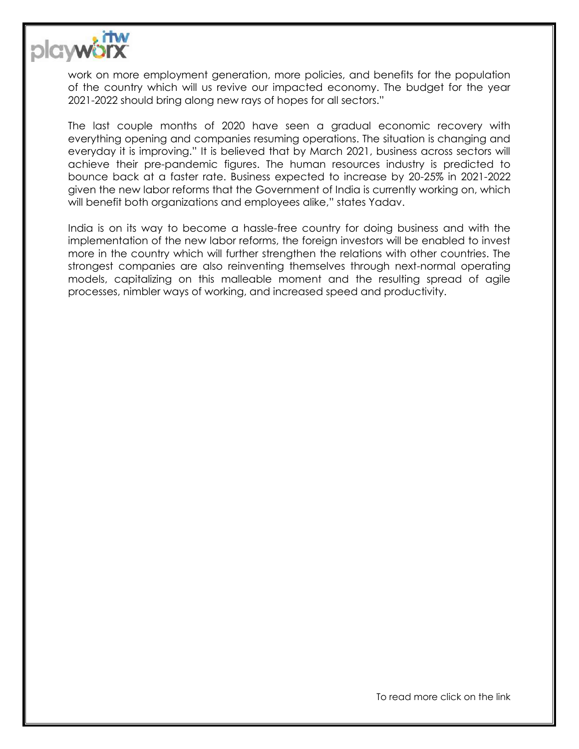work on more employment generation, more policies, and benefits for the population of the country which will us revive our impacted economy. The budget for the year 2021-2022 should bring along new rays of hopes for all sectors."

The last couple months of 2020 have seen a gradual economic recovery with everything opening and companies resuming operations. The situation is changing and everyday it is improving." It is believed that by March 2021, business across sectors will achieve their pre-pandemic figures. The human resources industry is predicted to bounce back at a faster rate. Business expected to increase by 20-25% in 2021-2022 given the new labor reforms that the Government of India is currently working on, which will benefit both organizations and employees alike," states Yadav.

India is on its way to become a hassle-free country for doing business and with the implementation of the new labor reforms, the foreign investors will be enabled to invest more in the country which will further strengthen the relations with other countries. The strongest companies are also reinventing themselves through next-normal operating models, capitalizing on this malleable moment and the resulting spread of agile processes, nimbler ways of working, and increased speed and productivity.

To read more click on the link